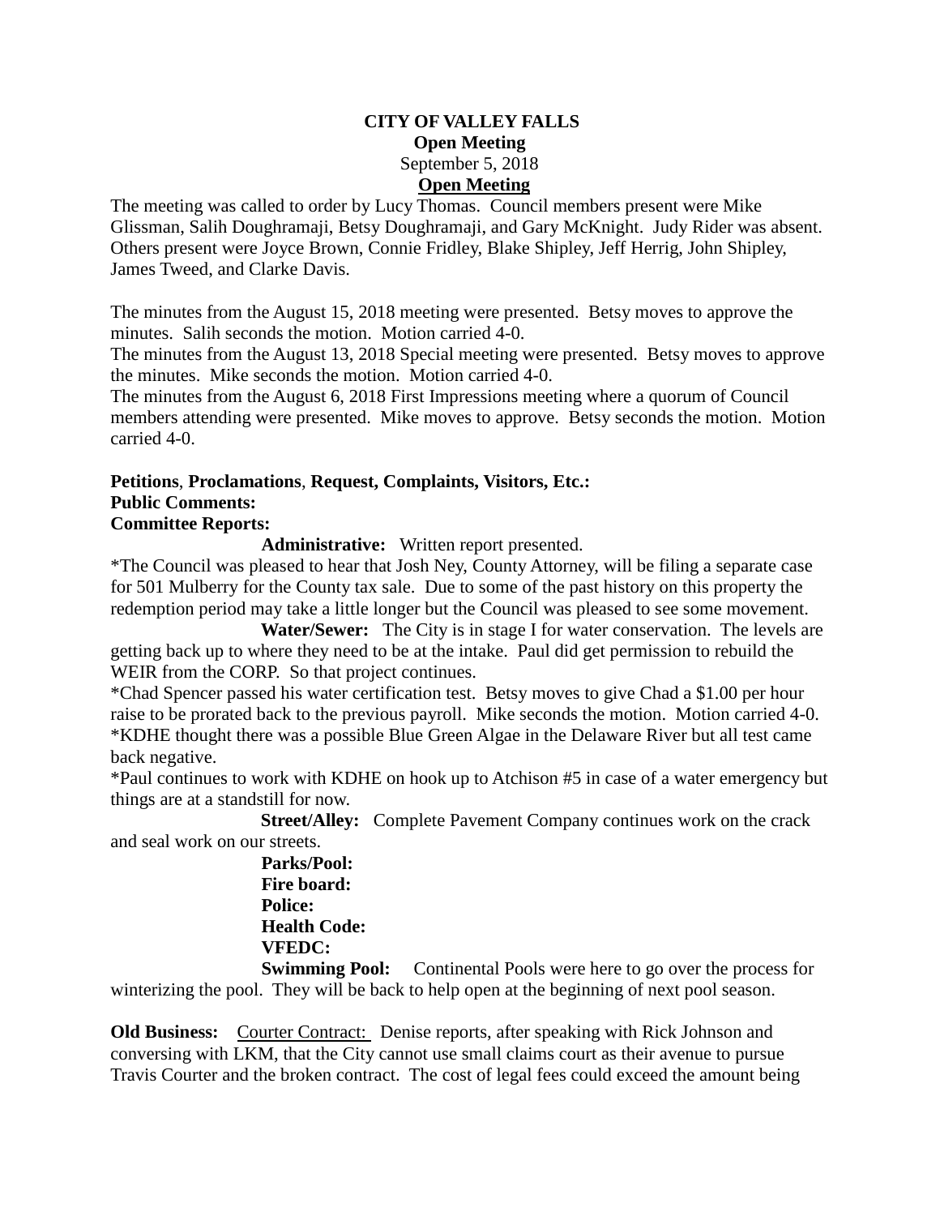**CITY OF VALLEY FALLS**
**Open Meeting**
September 5, 2018
**Open Meeting**

The meeting was called to order by Lucy Thomas. Council members present were Mike Glissman, Salih Doughramaji, Betsy Doughramaji, and Gary McKnight. Judy Rider was absent. Others present were Joyce Brown, Connie Fridley, Blake Shipley, Jeff Herrig, John Shipley, James Tweed, and Clarke Davis.

The minutes from the August 15, 2018 meeting were presented. Betsy moves to approve the minutes. Salih seconds the motion. Motion carried 4-0.
The minutes from the August 13, 2018 Special meeting were presented. Betsy moves to approve the minutes. Mike seconds the motion. Motion carried 4-0.
The minutes from the August 6, 2018 First Impressions meeting where a quorum of Council members attending were presented. Mike moves to approve. Betsy seconds the motion. Motion carried 4-0.

**Petitions**, **Proclamations**, **Request, Complaints, Visitors, Etc.:**
**Public Comments:**
**Committee Reports:**

**Administrative:** Written report presented.
*The Council was pleased to hear that Josh Ney, County Attorney, will be filing a separate case for 501 Mulberry for the County tax sale. Due to some of the past history on this property the redemption period may take a little longer but the Council was pleased to see some movement.

**Water/Sewer:** The City is in stage I for water conservation. The levels are getting back up to where they need to be at the intake. Paul did get permission to rebuild the WEIR from the CORP. So that project continues.
*Chad Spencer passed his water certification test. Betsy moves to give Chad a $1.00 per hour raise to be prorated back to the previous payroll. Mike seconds the motion. Motion carried 4-0.
*KDHE thought there was a possible Blue Green Algae in the Delaware River but all test came back negative.
*Paul continues to work with KDHE on hook up to Atchison #5 in case of a water emergency but things are at a standstill for now.

**Street/Alley:** Complete Pavement Company continues work on the crack and seal work on our streets.

**Parks/Pool:**
**Fire board:**
**Police:**
**Health Code:**
**VFEDC:**
**Swimming Pool:** Continental Pools were here to go over the process for winterizing the pool. They will be back to help open at the beginning of next pool season.

**Old Business:** Courter Contract: Denise reports, after speaking with Rick Johnson and conversing with LKM, that the City cannot use small claims court as their avenue to pursue Travis Courter and the broken contract. The cost of legal fees could exceed the amount being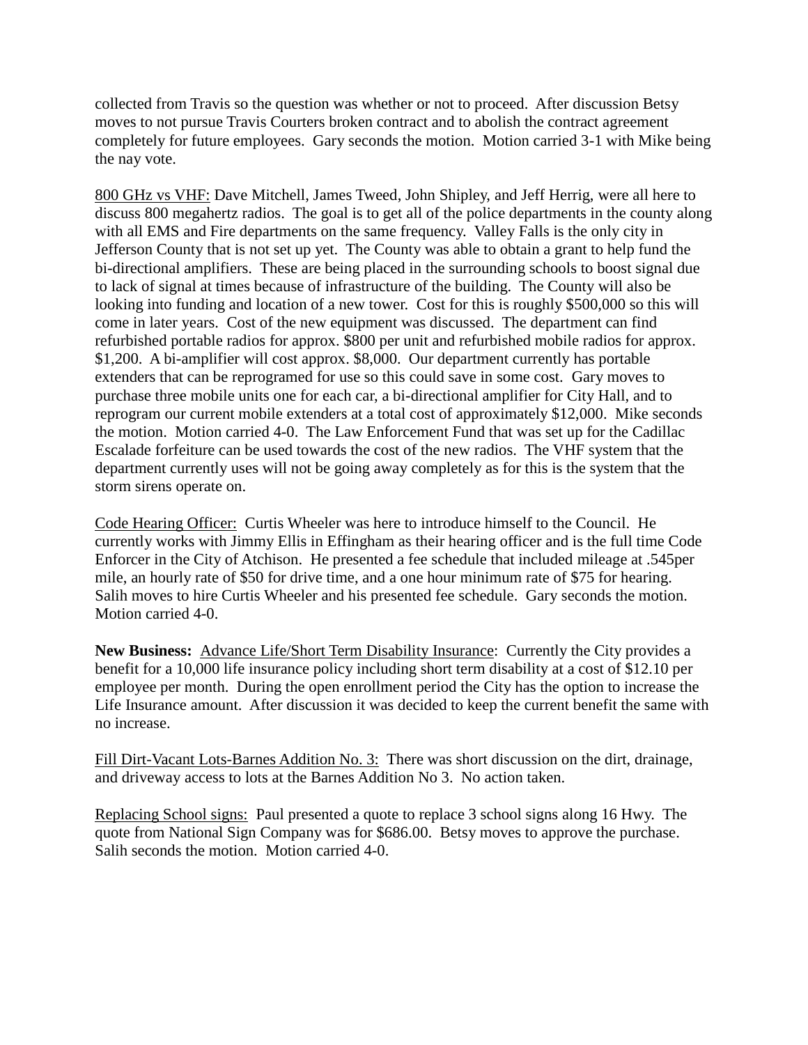collected from Travis so the question was whether or not to proceed. After discussion Betsy moves to not pursue Travis Courters broken contract and to abolish the contract agreement completely for future employees. Gary seconds the motion. Motion carried 3-1 with Mike being the nay vote.

<u>800 GHz vs VHF:</u> Dave Mitchell, James Tweed, John Shipley, and Jeff Herrig, were all here to discuss 800 megahertz radios. The goal is to get all of the police departments in the county along with all EMS and Fire departments on the same frequency. Valley Falls is the only city in Jefferson County that is not set up yet. The County was able to obtain a grant to help fund the bi-directional amplifiers. These are being placed in the surrounding schools to boost signal due to lack of signal at times because of infrastructure of the building. The County will also be looking into funding and location of a new tower. Cost for this is roughly $500,000 so this will come in later years. Cost of the new equipment was discussed. The department can find refurbished portable radios for approx. $800 per unit and refurbished mobile radios for approx. $1,200. A bi-amplifier will cost approx. $8,000. Our department currently has portable extenders that can be reprogramed for use so this could save in some cost. Gary moves to purchase three mobile units one for each car, a bi-directional amplifier for City Hall, and to reprogram our current mobile extenders at a total cost of approximately $12,000. Mike seconds the motion. Motion carried 4-0. The Law Enforcement Fund that was set up for the Cadillac Escalade forfeiture can be used towards the cost of the new radios. The VHF system that the department currently uses will not be going away completely as for this is the system that the storm sirens operate on.

<u>Code Hearing Officer:</u> Curtis Wheeler was here to introduce himself to the Council. He currently works with Jimmy Ellis in Effingham as their hearing officer and is the full time Code Enforcer in the City of Atchison. He presented a fee schedule that included mileage at .545per mile, an hourly rate of $50 for drive time, and a one hour minimum rate of $75 for hearing. Salih moves to hire Curtis Wheeler and his presented fee schedule. Gary seconds the motion. Motion carried 4-0.

**New Business:** <u>Advance Life/Short Term Disability Insurance</u>: Currently the City provides a benefit for a 10,000 life insurance policy including short term disability at a cost of $12.10 per employee per month. During the open enrollment period the City has the option to increase the Life Insurance amount. After discussion it was decided to keep the current benefit the same with no increase.

<u>Fill Dirt-Vacant Lots-Barnes Addition No. 3:</u> There was short discussion on the dirt, drainage, and driveway access to lots at the Barnes Addition No 3. No action taken.

<u>Replacing School signs:</u> Paul presented a quote to replace 3 school signs along 16 Hwy. The quote from National Sign Company was for $686.00. Betsy moves to approve the purchase. Salih seconds the motion. Motion carried 4-0.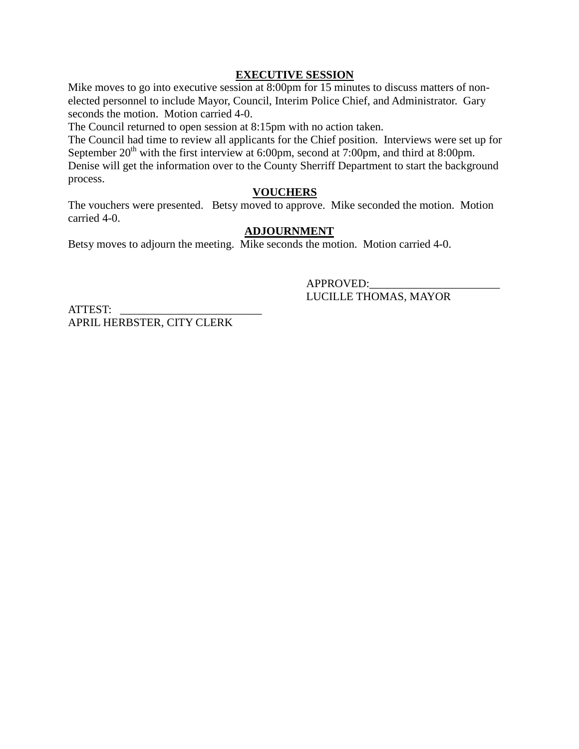## EXECUTIVE SESSION

Mike moves to go into executive session at 8:00pm for 15 minutes to discuss matters of non-elected personnel to include Mayor, Council, Interim Police Chief, and Administrator. Gary seconds the motion. Motion carried 4-0.

The Council returned to open session at 8:15pm with no action taken.

The Council had time to review all applicants for the Chief position. Interviews were set up for September 20th with the first interview at 6:00pm, second at 7:00pm, and third at 8:00pm. Denise will get the information over to the County Sherriff Department to start the background process.

## VOUCHERS

The vouchers were presented. Betsy moved to approve. Mike seconded the motion. Motion carried 4-0.

## ADJOURNMENT

Betsy moves to adjourn the meeting. Mike seconds the motion. Motion carried 4-0.

APPROVED:_______________________
LUCILLE THOMAS, MAYOR

ATTEST: _________________________
APRIL HERBSTER, CITY CLERK